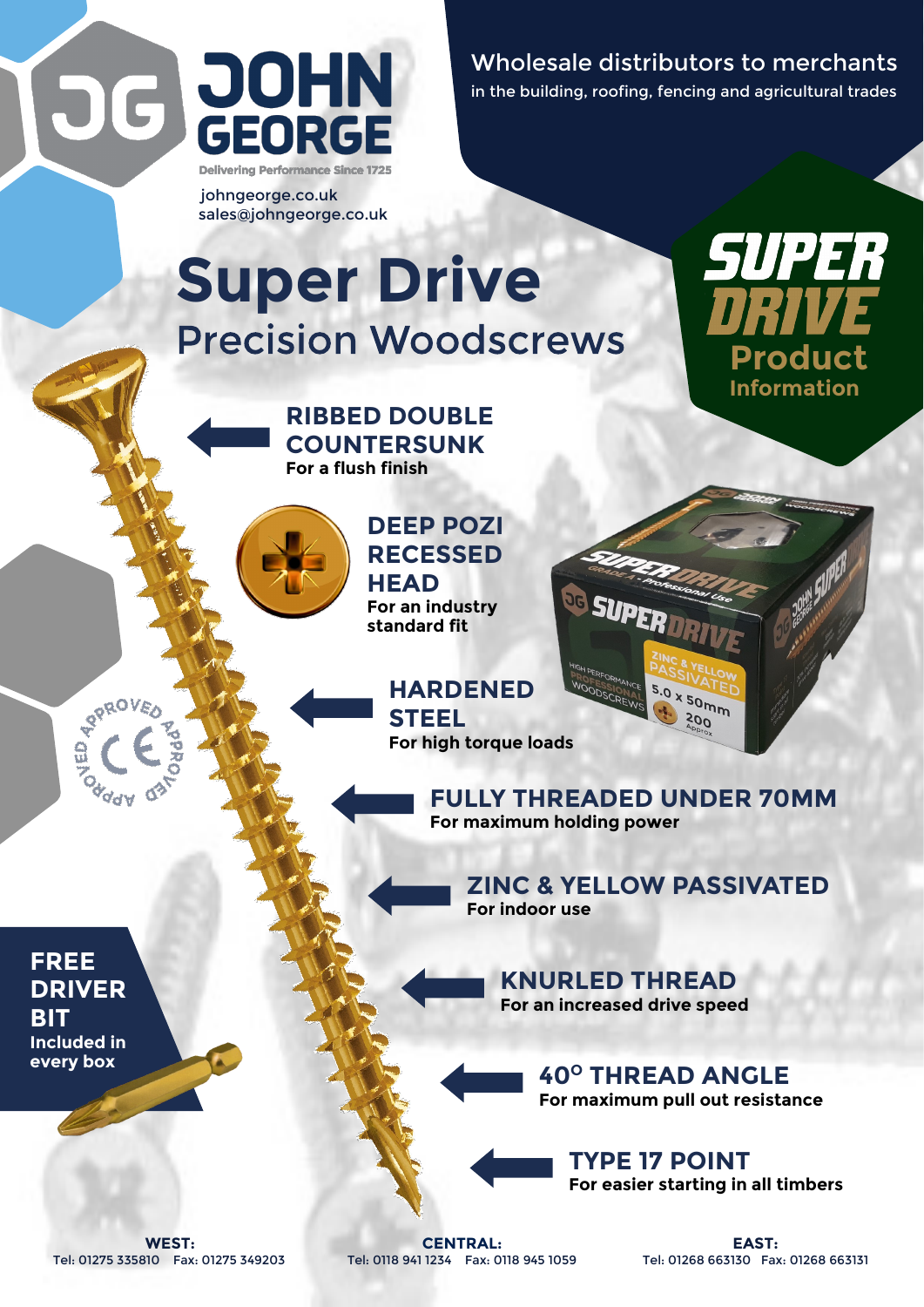# JOHN GEORGE

Delivering Performance Since 1725

johngeorge.co.uk
sales@johngeorge.co.uk

Wholesale distributors to merchants
in the building, roofing, fencing and agricultural trades

# Super Drive

## Precision Woodscrews

**SUPER DRIVE**
**Product Information**

**RIBBED DOUBLE COUNTERSUNK**
For a flush finish

**DEEP POZI RECESSED HEAD**
For an industry standard fit

**HARDENED STEEL**
For high torque loads

**FULLY THREADED UNDER 70MM**
For maximum holding power

**ZINC & YELLOW PASSIVATED**
For indoor use

**KNURLED THREAD**
For an increased drive speed

**40° THREAD ANGLE**
For maximum pull out resistance

**TYPE 17 POINT**
For easier starting in all timbers

**FREE DRIVER BIT**
Included in every box

APPROVED CE APPROVED

**WEST:**
Tel: 01275 335810 Fax: 01275 349203

**CENTRAL:**
Tel: 0118 941 1234 Fax: 0118 945 1059

**EAST:**
Tel: 01268 663130 Fax: 01268 663131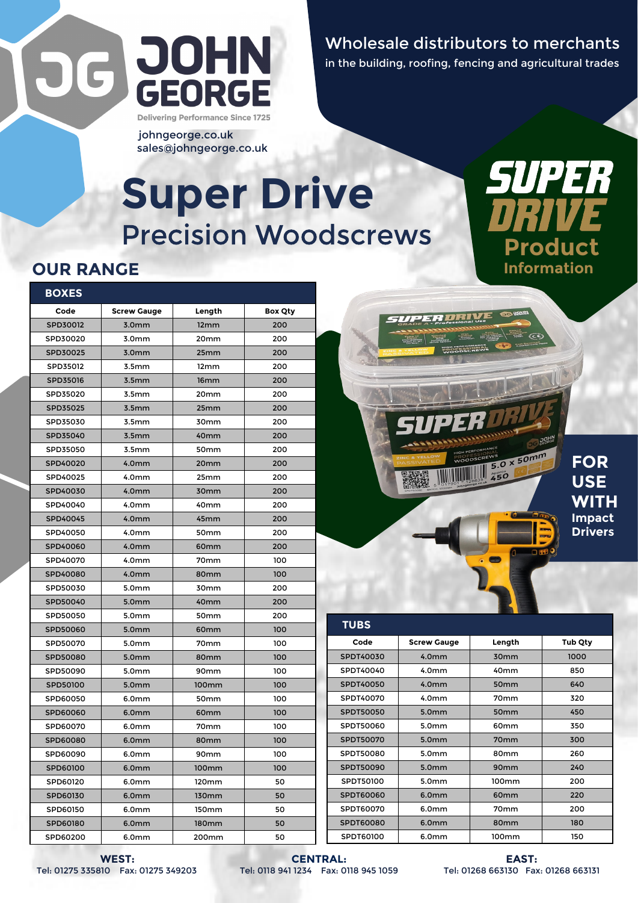# JOHN GEORGE

Delivering Performance Since 1725

johngeorge.co.uk
sales@johngeorge.co.uk

Wholesale distributors to merchants
in the building, roofing, fencing and agricultural trades

# Super Drive
## Precision Woodscrews

**SUPER DRIVE Product Information**

## OUR RANGE

### BOXES

| Code | Screw Gauge | Length | Box Qty |
|---|---|---|---|
| SPD30012 | 3.0mm | 12mm | 200 |
| SPD30020 | 3.0mm | 20mm | 200 |
| SPD30025 | 3.0mm | 25mm | 200 |
| SPD35012 | 3.5mm | 12mm | 200 |
| SPD35016 | 3.5mm | 16mm | 200 |
| SPD35020 | 3.5mm | 20mm | 200 |
| SPD35025 | 3.5mm | 25mm | 200 |
| SPD35030 | 3.5mm | 30mm | 200 |
| SPD35040 | 3.5mm | 40mm | 200 |
| SPD35050 | 3.5mm | 50mm | 200 |
| SPD40020 | 4.0mm | 20mm | 200 |
| SPD40025 | 4.0mm | 25mm | 200 |
| SPD40030 | 4.0mm | 30mm | 200 |
| SPD40040 | 4.0mm | 40mm | 200 |
| SPD40045 | 4.0mm | 45mm | 200 |
| SPD40050 | 4.0mm | 50mm | 200 |
| SPD40060 | 4.0mm | 60mm | 200 |
| SPD40070 | 4.0mm | 70mm | 100 |
| SPD40080 | 4.0mm | 80mm | 100 |
| SPD50030 | 5.0mm | 30mm | 200 |
| SPD50040 | 5.0mm | 40mm | 200 |
| SPD50050 | 5.0mm | 50mm | 200 |
| SPD50060 | 5.0mm | 60mm | 100 |
| SPD50070 | 5.0mm | 70mm | 100 |
| SPD50080 | 5.0mm | 80mm | 100 |
| SPD50090 | 5.0mm | 90mm | 100 |
| SPD50100 | 5.0mm | 100mm | 100 |
| SPD60050 | 6.0mm | 50mm | 100 |
| SPD60060 | 6.0mm | 60mm | 100 |
| SPD60070 | 6.0mm | 70mm | 100 |
| SPD60080 | 6.0mm | 80mm | 100 |
| SPD60090 | 6.0mm | 90mm | 100 |
| SPD60100 | 6.0mm | 100mm | 100 |
| SPD60120 | 6.0mm | 120mm | 50 |
| SPD60130 | 6.0mm | 130mm | 50 |
| SPD60150 | 6.0mm | 150mm | 50 |
| SPD60180 | 6.0mm | 180mm | 50 |
| SPD60200 | 6.0mm | 200mm | 50 |

**FOR USE WITH Impact Drivers**

### TUBS

| Code | Screw Gauge | Length | Tub Qty |
|---|---|---|---|
| SPDT40030 | 4.0mm | 30mm | 1000 |
| SPDT40040 | 4.0mm | 40mm | 850 |
| SPDT40050 | 4.0mm | 50mm | 640 |
| SPDT40070 | 4.0mm | 70mm | 320 |
| SPDT50050 | 5.0mm | 50mm | 450 |
| SPDT50060 | 5.0mm | 60mm | 350 |
| SPDT50070 | 5.0mm | 70mm | 300 |
| SPDT50080 | 5.0mm | 80mm | 260 |
| SPDT50090 | 5.0mm | 90mm | 240 |
| SPDT50100 | 5.0mm | 100mm | 200 |
| SPDT60060 | 6.0mm | 60mm | 220 |
| SPDT60070 | 6.0mm | 70mm | 200 |
| SPDT60080 | 6.0mm | 80mm | 180 |
| SPDT60100 | 6.0mm | 100mm | 150 |

**WEST:** Tel: 01275 335810 Fax: 01275 349203

**CENTRAL:** Tel: 0118 941 1234 Fax: 0118 945 1059

**EAST:** Tel: 01268 663130 Fax: 01268 663131